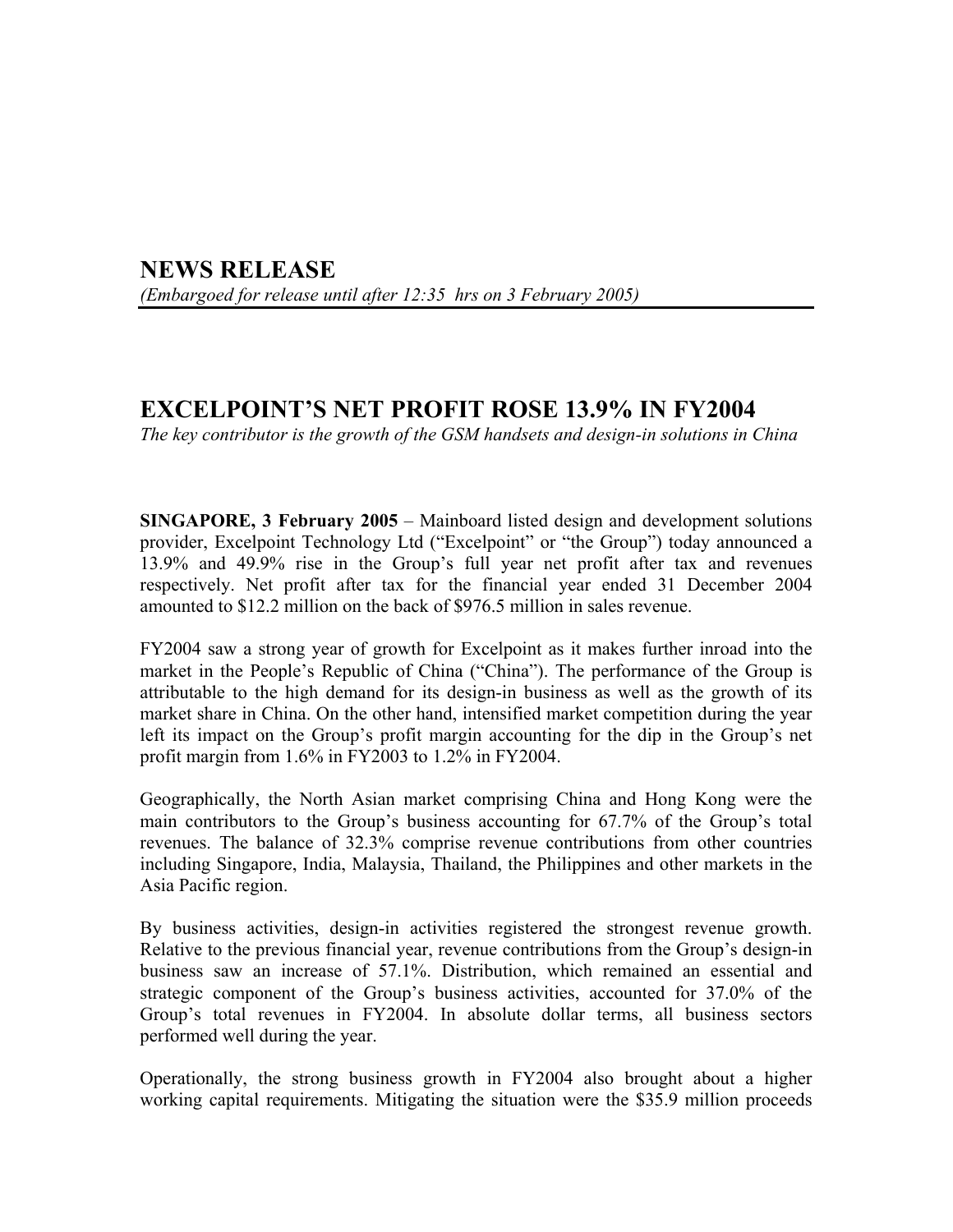# NEWS RELEASE

*(Embargoed for release until after 12:35 hrs on 3 February 2005)*

## EXCELPOINT'S NET PROFIT ROSE 13.9% IN FY2004

*The key contributor is the growth of the GSM handsets and design-in solutions in China*

**SINGAPORE, 3 February 2005** – Mainboard listed design and development solutions provider, Excelpoint Technology Ltd ("Excelpoint" or "the Group") today announced a 13.9% and 49.9% rise in the Group's full year net profit after tax and revenues respectively. Net profit after tax for the financial year ended 31 December 2004 amounted to $12.2 million on the back of $976.5 million in sales revenue.

FY2004 saw a strong year of growth for Excelpoint as it makes further inroad into the market in the People's Republic of China ("China"). The performance of the Group is attributable to the high demand for its design-in business as well as the growth of its market share in China. On the other hand, intensified market competition during the year left its impact on the Group's profit margin accounting for the dip in the Group's net profit margin from 1.6% in FY2003 to 1.2% in FY2004.

Geographically, the North Asian market comprising China and Hong Kong were the main contributors to the Group's business accounting for 67.7% of the Group's total revenues. The balance of 32.3% comprise revenue contributions from other countries including Singapore, India, Malaysia, Thailand, the Philippines and other markets in the Asia Pacific region.

By business activities, design-in activities registered the strongest revenue growth. Relative to the previous financial year, revenue contributions from the Group's design-in business saw an increase of 57.1%. Distribution, which remained an essential and strategic component of the Group's business activities, accounted for 37.0% of the Group's total revenues in FY2004. In absolute dollar terms, all business sectors performed well during the year.

Operationally, the strong business growth in FY2004 also brought about a higher working capital requirements. Mitigating the situation were the $35.9 million proceeds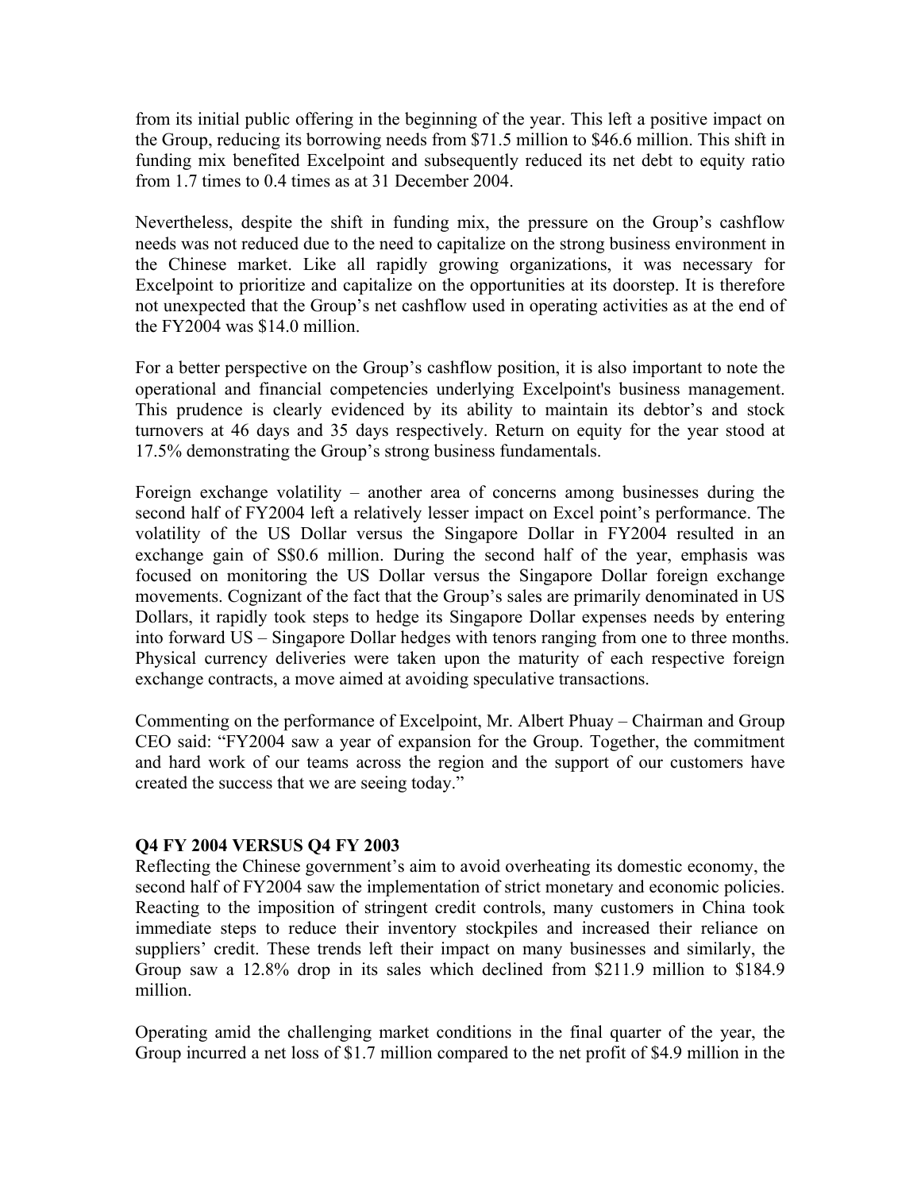from its initial public offering in the beginning of the year. This left a positive impact on the Group, reducing its borrowing needs from $71.5 million to $46.6 million. This shift in funding mix benefited Excelpoint and subsequently reduced its net debt to equity ratio from 1.7 times to 0.4 times as at 31 December 2004.

Nevertheless, despite the shift in funding mix, the pressure on the Group's cashflow needs was not reduced due to the need to capitalize on the strong business environment in the Chinese market. Like all rapidly growing organizations, it was necessary for Excelpoint to prioritize and capitalize on the opportunities at its doorstep. It is therefore not unexpected that the Group's net cashflow used in operating activities as at the end of the FY2004 was $14.0 million.

For a better perspective on the Group's cashflow position, it is also important to note the operational and financial competencies underlying Excelpoint's business management. This prudence is clearly evidenced by its ability to maintain its debtor's and stock turnovers at 46 days and 35 days respectively. Return on equity for the year stood at 17.5% demonstrating the Group's strong business fundamentals.

Foreign exchange volatility – another area of concerns among businesses during the second half of FY2004 left a relatively lesser impact on Excel point's performance. The volatility of the US Dollar versus the Singapore Dollar in FY2004 resulted in an exchange gain of S$0.6 million. During the second half of the year, emphasis was focused on monitoring the US Dollar versus the Singapore Dollar foreign exchange movements. Cognizant of the fact that the Group's sales are primarily denominated in US Dollars, it rapidly took steps to hedge its Singapore Dollar expenses needs by entering into forward US – Singapore Dollar hedges with tenors ranging from one to three months. Physical currency deliveries were taken upon the maturity of each respective foreign exchange contracts, a move aimed at avoiding speculative transactions.

Commenting on the performance of Excelpoint, Mr. Albert Phuay – Chairman and Group CEO said: "FY2004 saw a year of expansion for the Group. Together, the commitment and hard work of our teams across the region and the support of our customers have created the success that we are seeing today."

**Q4 FY 2004 VERSUS Q4 FY 2003**

Reflecting the Chinese government's aim to avoid overheating its domestic economy, the second half of FY2004 saw the implementation of strict monetary and economic policies. Reacting to the imposition of stringent credit controls, many customers in China took immediate steps to reduce their inventory stockpiles and increased their reliance on suppliers' credit. These trends left their impact on many businesses and similarly, the Group saw a 12.8% drop in its sales which declined from $211.9 million to $184.9 million.

Operating amid the challenging market conditions in the final quarter of the year, the Group incurred a net loss of $1.7 million compared to the net profit of $4.9 million in the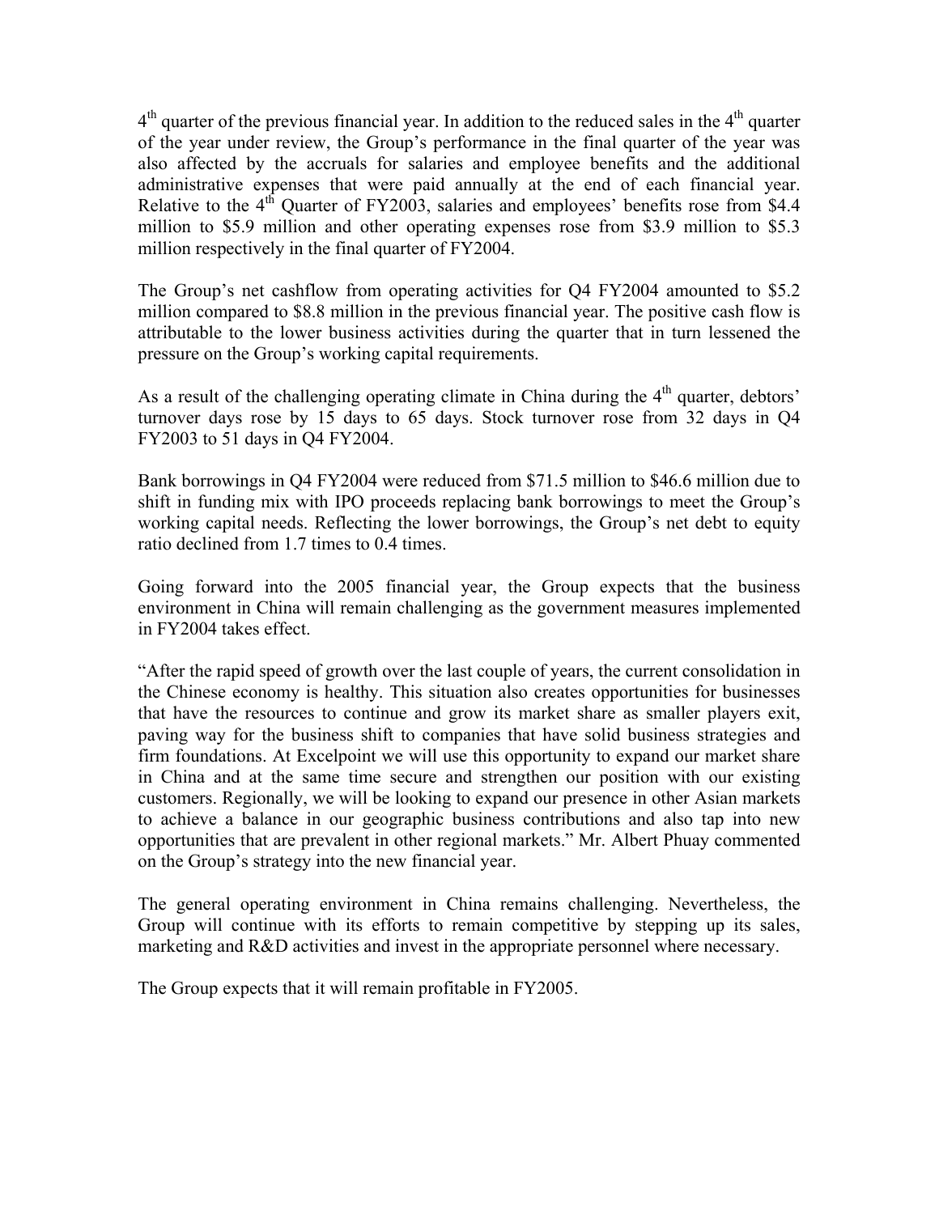4th quarter of the previous financial year. In addition to the reduced sales in the 4th quarter of the year under review, the Group's performance in the final quarter of the year was also affected by the accruals for salaries and employee benefits and the additional administrative expenses that were paid annually at the end of each financial year. Relative to the 4th Quarter of FY2003, salaries and employees' benefits rose from \$4.4 million to \$5.9 million and other operating expenses rose from \$3.9 million to \$5.3 million respectively in the final quarter of FY2004.

The Group's net cashflow from operating activities for Q4 FY2004 amounted to \$5.2 million compared to \$8.8 million in the previous financial year. The positive cash flow is attributable to the lower business activities during the quarter that in turn lessened the pressure on the Group's working capital requirements.

As a result of the challenging operating climate in China during the 4th quarter, debtors' turnover days rose by 15 days to 65 days. Stock turnover rose from 32 days in Q4 FY2003 to 51 days in Q4 FY2004.

Bank borrowings in Q4 FY2004 were reduced from \$71.5 million to \$46.6 million due to shift in funding mix with IPO proceeds replacing bank borrowings to meet the Group's working capital needs. Reflecting the lower borrowings, the Group's net debt to equity ratio declined from 1.7 times to 0.4 times.

Going forward into the 2005 financial year, the Group expects that the business environment in China will remain challenging as the government measures implemented in FY2004 takes effect.

"After the rapid speed of growth over the last couple of years, the current consolidation in the Chinese economy is healthy. This situation also creates opportunities for businesses that have the resources to continue and grow its market share as smaller players exit, paving way for the business shift to companies that have solid business strategies and firm foundations. At Excelpoint we will use this opportunity to expand our market share in China and at the same time secure and strengthen our position with our existing customers. Regionally, we will be looking to expand our presence in other Asian markets to achieve a balance in our geographic business contributions and also tap into new opportunities that are prevalent in other regional markets." Mr. Albert Phuay commented on the Group's strategy into the new financial year.

The general operating environment in China remains challenging. Nevertheless, the Group will continue with its efforts to remain competitive by stepping up its sales, marketing and R&D activities and invest in the appropriate personnel where necessary.

The Group expects that it will remain profitable in FY2005.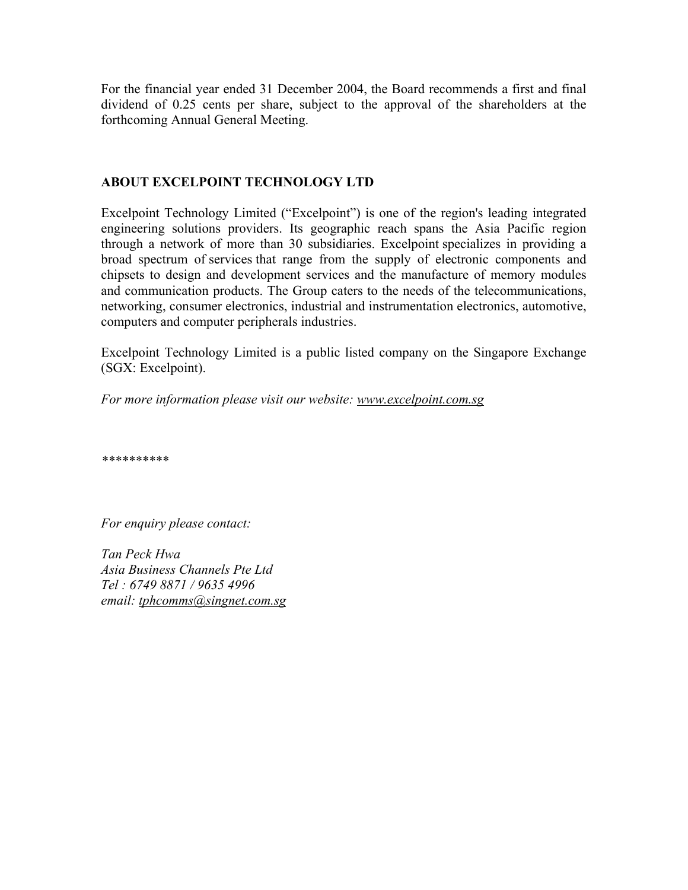For the financial year ended 31 December 2004, the Board recommends a first and final dividend of 0.25 cents per share, subject to the approval of the shareholders at the forthcoming Annual General Meeting.

## ABOUT EXCELPOINT TECHNOLOGY LTD

Excelpoint Technology Limited ("Excelpoint") is one of the region's leading integrated engineering solutions providers. Its geographic reach spans the Asia Pacific region through a network of more than 30 subsidiaries. Excelpoint specializes in providing a broad spectrum of services that range from the supply of electronic components and chipsets to design and development services and the manufacture of memory modules and communication products. The Group caters to the needs of the telecommunications, networking, consumer electronics, industrial and instrumentation electronics, automotive, computers and computer peripherals industries.

Excelpoint Technology Limited is a public listed company on the Singapore Exchange (SGX: Excelpoint).

*For more information please visit our website: www.excelpoint.com.sg*

**********

*For enquiry please contact:*

*Tan Peck Hwa*
*Asia Business Channels Pte Ltd*
*Tel : 6749 8871 / 9635 4996*
*email: tphcomms@singnet.com.sg*